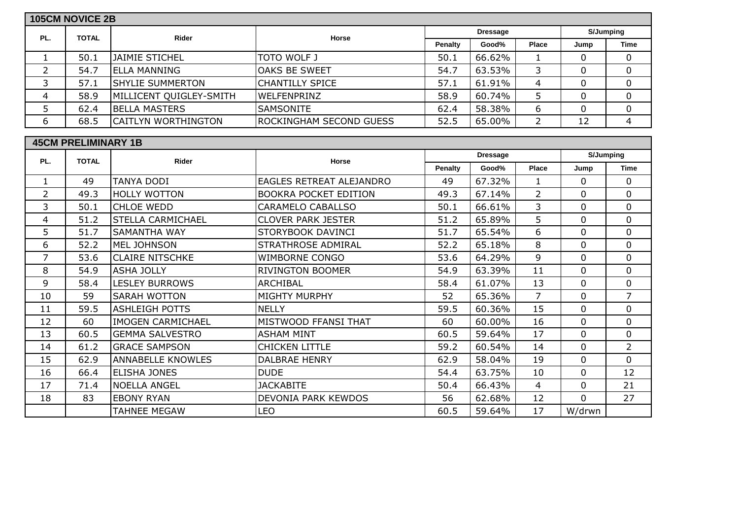## 105CM NOVICE 2B

| PL. | TOTAL | Rider | Horse | Dressage | | | S/Jumping | |
|---|---|---|---|---|---|---|---|---|
| | | | | Penalty | Good% | Place | Jump | Time |
| 1 | 50.1 | JAIMIE STICHEL | TOTO WOLF J | 50.1 | 66.62% | 1 | 0 | 0 |
| 2 | 54.7 | ELLA MANNING | OAKS BE SWEET | 54.7 | 63.53% | 3 | 0 | 0 |
| 3 | 57.1 | SHYLIE SUMMERTON | CHANTILLY SPICE | 57.1 | 61.91% | 4 | 0 | 0 |
| 4 | 58.9 | MILLICENT QUIGLEY-SMITH | WELFENPRINZ | 58.9 | 60.74% | 5 | 0 | 0 |
| 5 | 62.4 | BELLA MASTERS | SAMSONITE | 62.4 | 58.38% | 6 | 0 | 0 |
| 6 | 68.5 | CAITLYN WORTHINGTON | ROCKINGHAM SECOND GUESS | 52.5 | 65.00% | 2 | 12 | 4 |

## 45CM PRELIMINARY 1B

| PL. | TOTAL | Rider | Horse | Dressage | | | S/Jumping | |
|---|---|---|---|---|---|---|---|---|
| | | | | Penalty | Good% | Place | Jump | Time |
| 1 | 49 | TANYA DODI | EAGLES RETREAT ALEJANDRO | 49 | 67.32% | 1 | 0 | 0 |
| 2 | 49.3 | HOLLY WOTTON | BOOKRA POCKET EDITION | 49.3 | 67.14% | 2 | 0 | 0 |
| 3 | 50.1 | CHLOE WEDD | CARAMELO CABALLSO | 50.1 | 66.61% | 3 | 0 | 0 |
| 4 | 51.2 | STELLA CARMICHAEL | CLOVER PARK JESTER | 51.2 | 65.89% | 5 | 0 | 0 |
| 5 | 51.7 | SAMANTHA WAY | STORYBOOK DAVINCI | 51.7 | 65.54% | 6 | 0 | 0 |
| 6 | 52.2 | MEL JOHNSON | STRATHROSE ADMIRAL | 52.2 | 65.18% | 8 | 0 | 0 |
| 7 | 53.6 | CLAIRE NITSCHKE | WIMBORNE CONGO | 53.6 | 64.29% | 9 | 0 | 0 |
| 8 | 54.9 | ASHA JOLLY | RIVINGTON BOOMER | 54.9 | 63.39% | 11 | 0 | 0 |
| 9 | 58.4 | LESLEY BURROWS | ARCHIBAL | 58.4 | 61.07% | 13 | 0 | 0 |
| 10 | 59 | SARAH WOTTON | MIGHTY MURPHY | 52 | 65.36% | 7 | 0 | 7 |
| 11 | 59.5 | ASHLEIGH POTTS | NELLY | 59.5 | 60.36% | 15 | 0 | 0 |
| 12 | 60 | IMOGEN CARMICHAEL | MISTWOOD FFANSI THAT | 60 | 60.00% | 16 | 0 | 0 |
| 13 | 60.5 | GEMMA SALVESTRO | ASHAM MINT | 60.5 | 59.64% | 17 | 0 | 0 |
| 14 | 61.2 | GRACE SAMPSON | CHICKEN LITTLE | 59.2 | 60.54% | 14 | 0 | 2 |
| 15 | 62.9 | ANNABELLE KNOWLES | DALBRAE HENRY | 62.9 | 58.04% | 19 | 0 | 0 |
| 16 | 66.4 | ELISHA JONES | DUDE | 54.4 | 63.75% | 10 | 0 | 12 |
| 17 | 71.4 | NOELLA ANGEL | JACKABITE | 50.4 | 66.43% | 4 | 0 | 21 |
| 18 | 83 | EBONY RYAN | DEVONIA PARK KEWDOS | 56 | 62.68% | 12 | 0 | 27 |
| | | TAHNEE MEGAW | LEO | 60.5 | 59.64% | 17 | W/drwn | |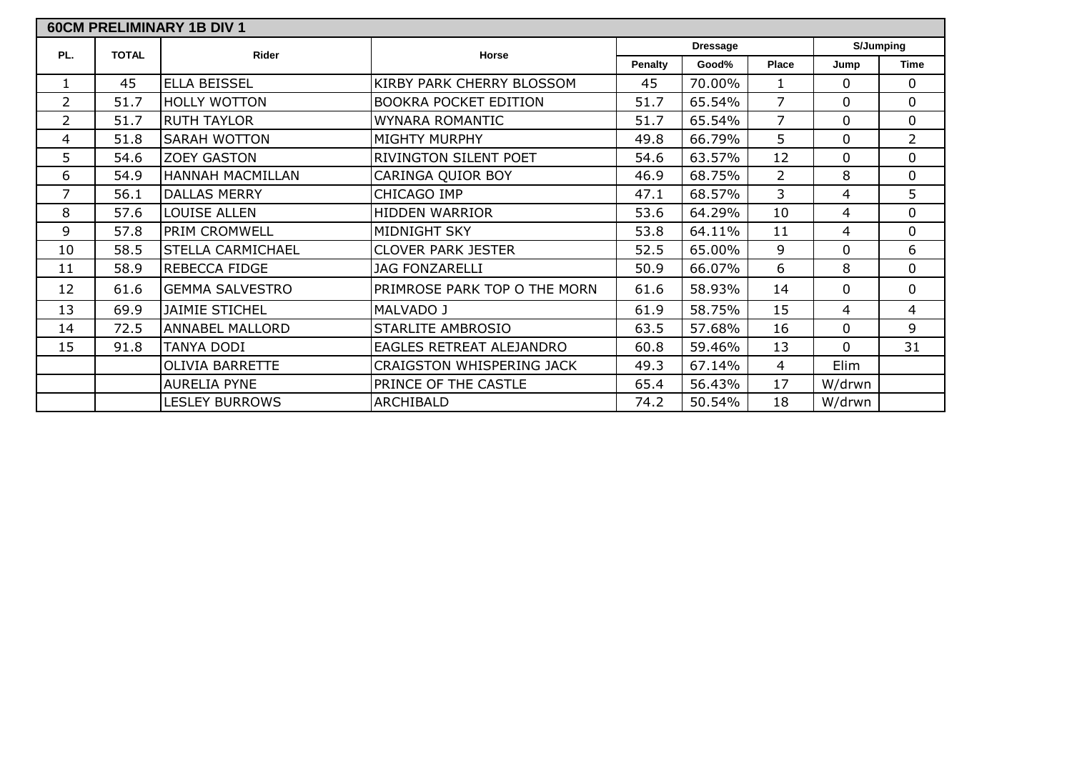## 60CM PRELIMINARY 1B DIV 1

| PL. | TOTAL | Rider | Horse | Dressage | | | S/Jumping | |
|---|---|---|---|---|---|---|---|---|
| | | | | Penalty | Good% | Place | Jump | Time |
| 1 | 45 | ELLA BEISSEL | KIRBY PARK CHERRY BLOSSOM | 45 | 70.00% | 1 | 0 | 0 |
| 2 | 51.7 | HOLLY WOTTON | BOOKRA POCKET EDITION | 51.7 | 65.54% | 7 | 0 | 0 |
| 2 | 51.7 | RUTH TAYLOR | WYNARA ROMANTIC | 51.7 | 65.54% | 7 | 0 | 0 |
| 4 | 51.8 | SARAH WOTTON | MIGHTY MURPHY | 49.8 | 66.79% | 5 | 0 | 2 |
| 5 | 54.6 | ZOEY GASTON | RIVINGTON SILENT POET | 54.6 | 63.57% | 12 | 0 | 0 |
| 6 | 54.9 | HANNAH MACMILLAN | CARINGA QUIOR BOY | 46.9 | 68.75% | 2 | 8 | 0 |
| 7 | 56.1 | DALLAS MERRY | CHICAGO IMP | 47.1 | 68.57% | 3 | 4 | 5 |
| 8 | 57.6 | LOUISE ALLEN | HIDDEN WARRIOR | 53.6 | 64.29% | 10 | 4 | 0 |
| 9 | 57.8 | PRIM CROMWELL | MIDNIGHT SKY | 53.8 | 64.11% | 11 | 4 | 0 |
| 10 | 58.5 | STELLA CARMICHAEL | CLOVER PARK JESTER | 52.5 | 65.00% | 9 | 0 | 6 |
| 11 | 58.9 | REBECCA FIDGE | JAG FONZARELLI | 50.9 | 66.07% | 6 | 8 | 0 |
| 12 | 61.6 | GEMMA SALVESTRO | PRIMROSE PARK TOP O THE MORN | 61.6 | 58.93% | 14 | 0 | 0 |
| 13 | 69.9 | JAIMIE STICHEL | MALVADO J | 61.9 | 58.75% | 15 | 4 | 4 |
| 14 | 72.5 | ANNABEL MALLORD | STARLITE AMBROSIO | 63.5 | 57.68% | 16 | 0 | 9 |
| 15 | 91.8 | TANYA DODI | EAGLES RETREAT ALEJANDRO | 60.8 | 59.46% | 13 | 0 | 31 |
| | | OLIVIA BARRETTE | CRAIGSTON WHISPERING JACK | 49.3 | 67.14% | 4 | Elim | |
| | | AURELIA PYNE | PRINCE OF THE CASTLE | 65.4 | 56.43% | 17 | W/drwn | |
| | | LESLEY BURROWS | ARCHIBALD | 74.2 | 50.54% | 18 | W/drwn | |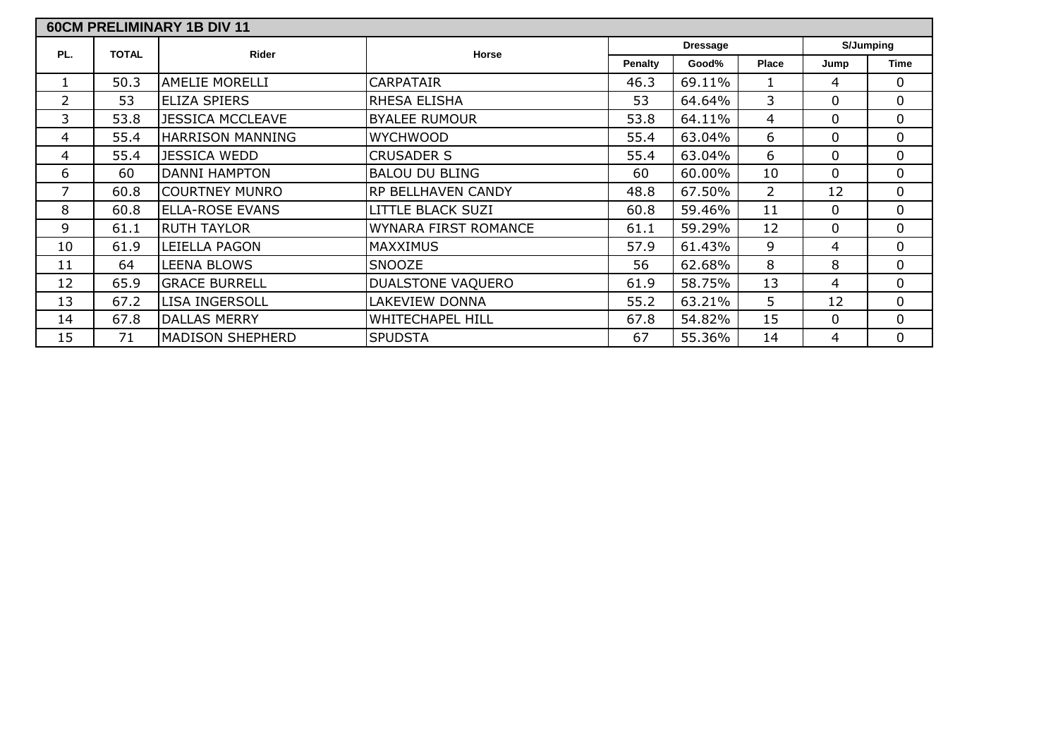## 60CM PRELIMINARY 1B DIV 11

| PL. | TOTAL | Rider | Horse | Dressage | | | S/Jumping | |
|---|---|---|---|---|---|---|---|---|
| | | | | Penalty | Good% | Place | Jump | Time |
| 1 | 50.3 | AMELIE MORELLI | CARPATAIR | 46.3 | 69.11% | 1 | 4 | 0 |
| 2 | 53 | ELIZA SPIERS | RHESA ELISHA | 53 | 64.64% | 3 | 0 | 0 |
| 3 | 53.8 | JESSICA MCCLEAVE | BYALEE RUMOUR | 53.8 | 64.11% | 4 | 0 | 0 |
| 4 | 55.4 | HARRISON MANNING | WYCHWOOD | 55.4 | 63.04% | 6 | 0 | 0 |
| 4 | 55.4 | JESSICA WEDD | CRUSADER S | 55.4 | 63.04% | 6 | 0 | 0 |
| 6 | 60 | DANNI HAMPTON | BALOU DU BLING | 60 | 60.00% | 10 | 0 | 0 |
| 7 | 60.8 | COURTNEY MUNRO | RP BELLHAVEN CANDY | 48.8 | 67.50% | 2 | 12 | 0 |
| 8 | 60.8 | ELLA-ROSE EVANS | LITTLE BLACK SUZI | 60.8 | 59.46% | 11 | 0 | 0 |
| 9 | 61.1 | RUTH TAYLOR | WYNARA FIRST ROMANCE | 61.1 | 59.29% | 12 | 0 | 0 |
| 10 | 61.9 | LEIELLA PAGON | MAXXIMUS | 57.9 | 61.43% | 9 | 4 | 0 |
| 11 | 64 | LEENA BLOWS | SNOOZE | 56 | 62.68% | 8 | 8 | 0 |
| 12 | 65.9 | GRACE BURRELL | DUALSTONE VAQUERO | 61.9 | 58.75% | 13 | 4 | 0 |
| 13 | 67.2 | LISA INGERSOLL | LAKEVIEW DONNA | 55.2 | 63.21% | 5 | 12 | 0 |
| 14 | 67.8 | DALLAS MERRY | WHITECHAPEL HILL | 67.8 | 54.82% | 15 | 0 | 0 |
| 15 | 71 | MADISON SHEPHERD | SPUDSTA | 67 | 55.36% | 14 | 4 | 0 |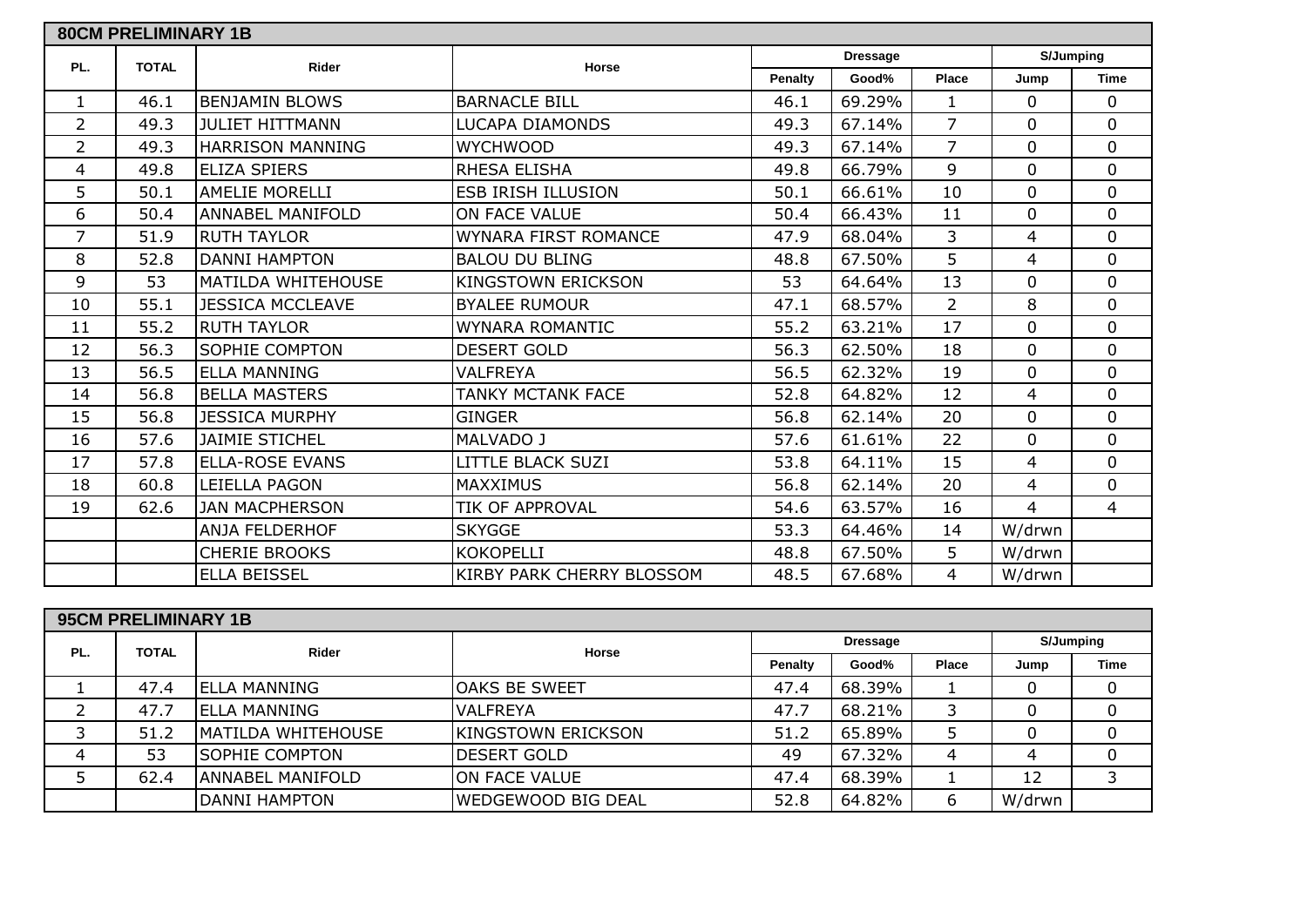## 80CM PRELIMINARY 1B

| PL. | TOTAL | Rider | Horse | Dressage | | | S/Jumping | |
|---|---|---|---|---|---|---|---|---|
| | | | | Penalty | Good% | Place | Jump | Time |
| 1 | 46.1 | BENJAMIN BLOWS | BARNACLE BILL | 46.1 | 69.29% | 1 | 0 | 0 |
| 2 | 49.3 | JULIET HITTMANN | LUCAPA DIAMONDS | 49.3 | 67.14% | 7 | 0 | 0 |
| 2 | 49.3 | HARRISON MANNING | WYCHWOOD | 49.3 | 67.14% | 7 | 0 | 0 |
| 4 | 49.8 | ELIZA SPIERS | RHESA ELISHA | 49.8 | 66.79% | 9 | 0 | 0 |
| 5 | 50.1 | AMELIE MORELLI | ESB IRISH ILLUSION | 50.1 | 66.61% | 10 | 0 | 0 |
| 6 | 50.4 | ANNABEL MANIFOLD | ON FACE VALUE | 50.4 | 66.43% | 11 | 0 | 0 |
| 7 | 51.9 | RUTH TAYLOR | WYNARA FIRST ROMANCE | 47.9 | 68.04% | 3 | 4 | 0 |
| 8 | 52.8 | DANNI HAMPTON | BALOU DU BLING | 48.8 | 67.50% | 5 | 4 | 0 |
| 9 | 53 | MATILDA WHITEHOUSE | KINGSTOWN ERICKSON | 53 | 64.64% | 13 | 0 | 0 |
| 10 | 55.1 | JESSICA MCCLEAVE | BYALEE RUMOUR | 47.1 | 68.57% | 2 | 8 | 0 |
| 11 | 55.2 | RUTH TAYLOR | WYNARA ROMANTIC | 55.2 | 63.21% | 17 | 0 | 0 |
| 12 | 56.3 | SOPHIE COMPTON | DESERT GOLD | 56.3 | 62.50% | 18 | 0 | 0 |
| 13 | 56.5 | ELLA MANNING | VALFREYA | 56.5 | 62.32% | 19 | 0 | 0 |
| 14 | 56.8 | BELLA MASTERS | TANKY MCTANK FACE | 52.8 | 64.82% | 12 | 4 | 0 |
| 15 | 56.8 | JESSICA MURPHY | GINGER | 56.8 | 62.14% | 20 | 0 | 0 |
| 16 | 57.6 | JAIMIE STICHEL | MALVADO J | 57.6 | 61.61% | 22 | 0 | 0 |
| 17 | 57.8 | ELLA-ROSE EVANS | LITTLE BLACK SUZI | 53.8 | 64.11% | 15 | 4 | 0 |
| 18 | 60.8 | LEIELLA PAGON | MAXXIMUS | 56.8 | 62.14% | 20 | 4 | 0 |
| 19 | 62.6 | JAN MACPHERSON | TIK OF APPROVAL | 54.6 | 63.57% | 16 | 4 | 4 |
| | | ANJA FELDERHOF | SKYGGE | 53.3 | 64.46% | 14 | W/drwn | |
| | | CHERIE BROOKS | KOKOPELLI | 48.8 | 67.50% | 5 | W/drwn | |
| | | ELLA BEISSEL | KIRBY PARK CHERRY BLOSSOM | 48.5 | 67.68% | 4 | W/drwn | |

## 95CM PRELIMINARY 1B

| PL. | TOTAL | Rider | Horse | Dressage | | | S/Jumping | |
|---|---|---|---|---|---|---|---|---|
| | | | | Penalty | Good% | Place | Jump | Time |
| 1 | 47.4 | ELLA MANNING | OAKS BE SWEET | 47.4 | 68.39% | 1 | 0 | 0 |
| 2 | 47.7 | ELLA MANNING | VALFREYA | 47.7 | 68.21% | 3 | 0 | 0 |
| 3 | 51.2 | MATILDA WHITEHOUSE | KINGSTOWN ERICKSON | 51.2 | 65.89% | 5 | 0 | 0 |
| 4 | 53 | SOPHIE COMPTON | DESERT GOLD | 49 | 67.32% | 4 | 4 | 0 |
| 5 | 62.4 | ANNABEL MANIFOLD | ON FACE VALUE | 47.4 | 68.39% | 1 | 12 | 3 |
| | | DANNI HAMPTON | WEDGEWOOD BIG DEAL | 52.8 | 64.82% | 6 | W/drwn | |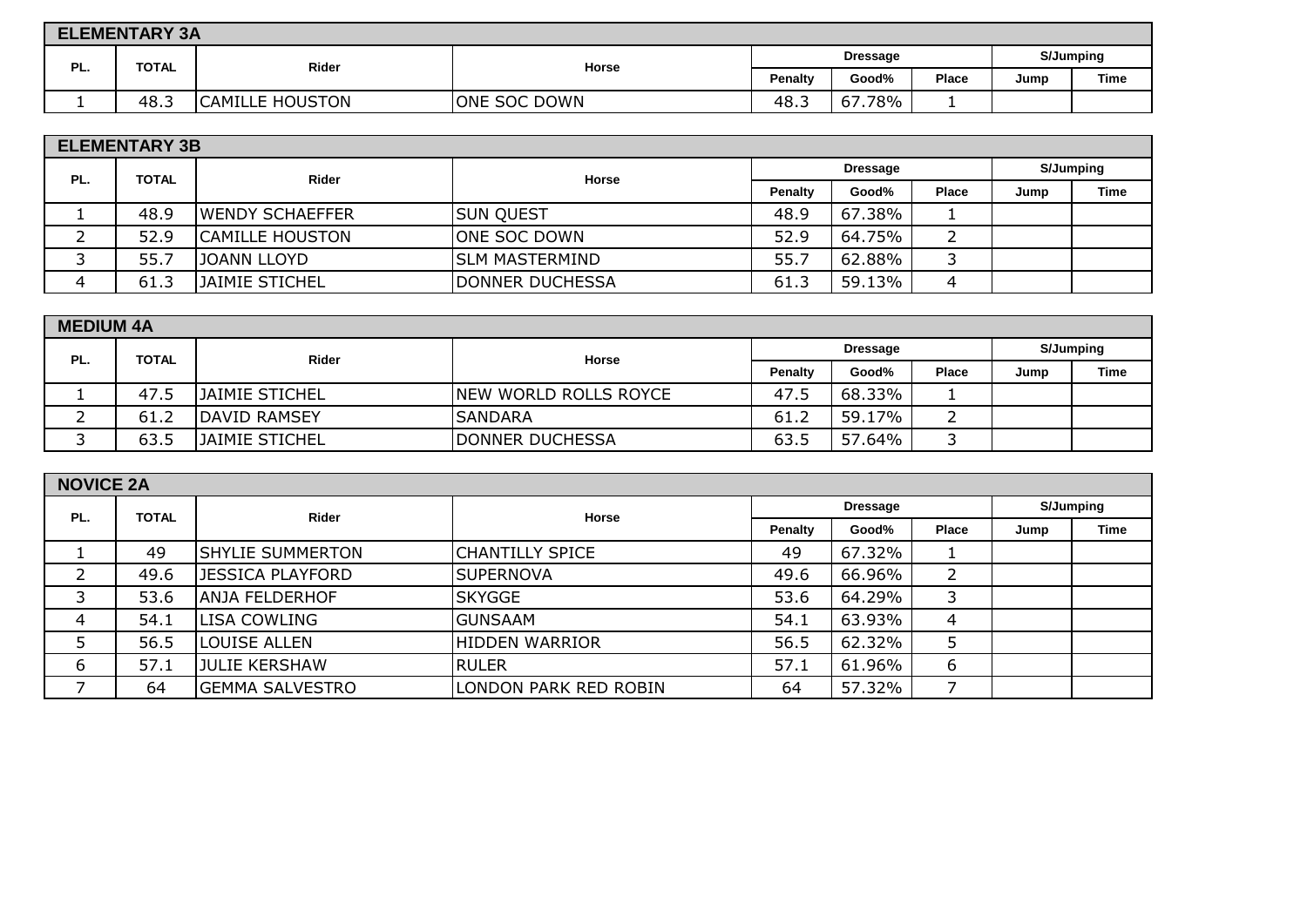## ELEMENTARY 3A

| PL. | TOTAL | Rider | Horse | Dressage | | | S/Jumping | |
|---|---|---|---|---|---|---|---|---|
| | | | | Penalty | Good% | Place | Jump | Time |
| 1 | 48.3 | CAMILLE HOUSTON | ONE SOC DOWN | 48.3 | 67.78% | 1 | | |

## ELEMENTARY 3B

| PL. | TOTAL | Rider | Horse | Dressage | | | S/Jumping | |
|---|---|---|---|---|---|---|---|---|
| | | | | Penalty | Good% | Place | Jump | Time |
| 1 | 48.9 | WENDY SCHAEFFER | SUN QUEST | 48.9 | 67.38% | 1 | | |
| 2 | 52.9 | CAMILLE HOUSTON | ONE SOC DOWN | 52.9 | 64.75% | 2 | | |
| 3 | 55.7 | JOANN LLOYD | SLM MASTERMIND | 55.7 | 62.88% | 3 | | |
| 4 | 61.3 | JAIMIE STICHEL | DONNER DUCHESSA | 61.3 | 59.13% | 4 | | |

## MEDIUM 4A

| PL. | TOTAL | Rider | Horse | Dressage | | | S/Jumping | |
|---|---|---|---|---|---|---|---|---|
| | | | | Penalty | Good% | Place | Jump | Time |
| 1 | 47.5 | JAIMIE STICHEL | NEW WORLD ROLLS ROYCE | 47.5 | 68.33% | 1 | | |
| 2 | 61.2 | DAVID RAMSEY | SANDARA | 61.2 | 59.17% | 2 | | |
| 3 | 63.5 | JAIMIE STICHEL | DONNER DUCHESSA | 63.5 | 57.64% | 3 | | |

## NOVICE 2A

| PL. | TOTAL | Rider | Horse | Dressage | | | S/Jumping | |
|---|---|---|---|---|---|---|---|---|
| | | | | Penalty | Good% | Place | Jump | Time |
| 1 | 49 | SHYLIE SUMMERTON | CHANTILLY SPICE | 49 | 67.32% | 1 | | |
| 2 | 49.6 | JESSICA PLAYFORD | SUPERNOVA | 49.6 | 66.96% | 2 | | |
| 3 | 53.6 | ANJA FELDERHOF | SKYGGE | 53.6 | 64.29% | 3 | | |
| 4 | 54.1 | LISA COWLING | GUNSAAM | 54.1 | 63.93% | 4 | | |
| 5 | 56.5 | LOUISE ALLEN | HIDDEN WARRIOR | 56.5 | 62.32% | 5 | | |
| 6 | 57.1 | JULIE KERSHAW | RULER | 57.1 | 61.96% | 6 | | |
| 7 | 64 | GEMMA SALVESTRO | LONDON PARK RED ROBIN | 64 | 57.32% | 7 | | |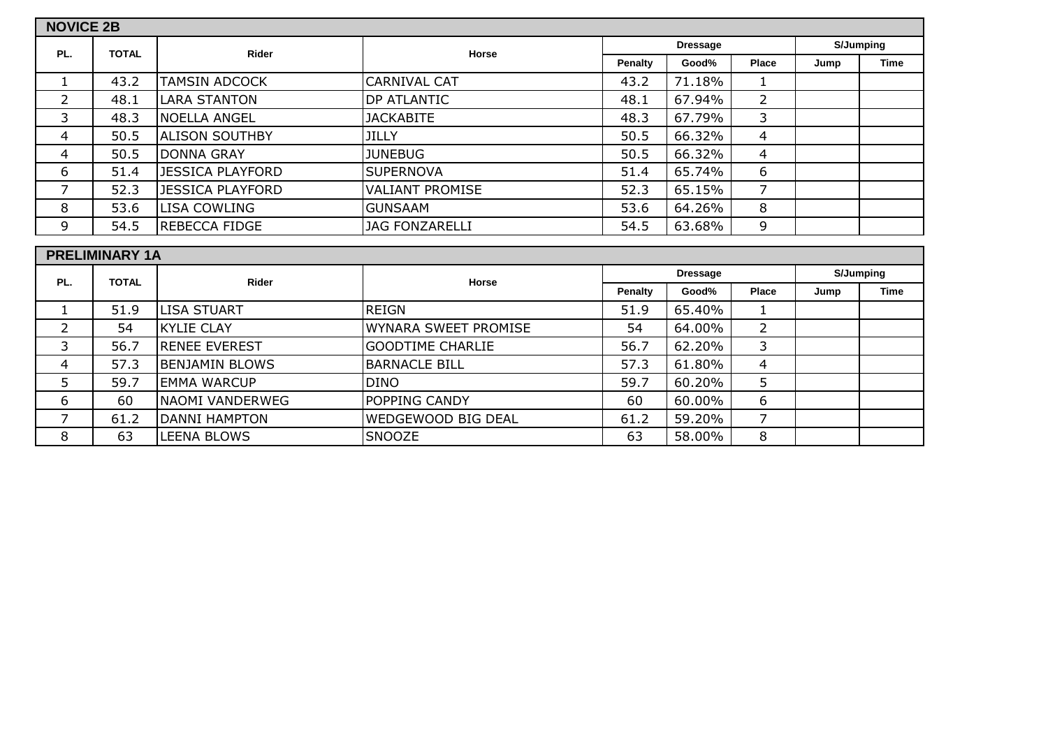## NOVICE 2B

| PL. | TOTAL | Rider | Horse | Dressage | | | S/Jumping | |
|---|---|---|---|---|---|---|---|---|
| | | | | Penalty | Good% | Place | Jump | Time |
| 1 | 43.2 | TAMSIN ADCOCK | CARNIVAL CAT | 43.2 | 71.18% | 1 | | |
| 2 | 48.1 | LARA STANTON | DP ATLANTIC | 48.1 | 67.94% | 2 | | |
| 3 | 48.3 | NOELLA ANGEL | JACKABITE | 48.3 | 67.79% | 3 | | |
| 4 | 50.5 | ALISON SOUTHBY | JILLY | 50.5 | 66.32% | 4 | | |
| 4 | 50.5 | DONNA GRAY | JUNEBUG | 50.5 | 66.32% | 4 | | |
| 6 | 51.4 | JESSICA PLAYFORD | SUPERNOVA | 51.4 | 65.74% | 6 | | |
| 7 | 52.3 | JESSICA PLAYFORD | VALIANT PROMISE | 52.3 | 65.15% | 7 | | |
| 8 | 53.6 | LISA COWLING | GUNSAAM | 53.6 | 64.26% | 8 | | |
| 9 | 54.5 | REBECCA FIDGE | JAG FONZARELLI | 54.5 | 63.68% | 9 | | |

## PRELIMINARY 1A

| PL. | TOTAL | Rider | Horse | Dressage | | | S/Jumping | |
|---|---|---|---|---|---|---|---|---|
| | | | | Penalty | Good% | Place | Jump | Time |
| 1 | 51.9 | LISA STUART | REIGN | 51.9 | 65.40% | 1 | | |
| 2 | 54 | KYLIE CLAY | WYNARA SWEET PROMISE | 54 | 64.00% | 2 | | |
| 3 | 56.7 | RENEE EVEREST | GOODTIME CHARLIE | 56.7 | 62.20% | 3 | | |
| 4 | 57.3 | BENJAMIN BLOWS | BARNACLE BILL | 57.3 | 61.80% | 4 | | |
| 5 | 59.7 | EMMA WARCUP | DINO | 59.7 | 60.20% | 5 | | |
| 6 | 60 | NAOMI VANDERWEG | POPPING CANDY | 60 | 60.00% | 6 | | |
| 7 | 61.2 | DANNI HAMPTON | WEDGEWOOD BIG DEAL | 61.2 | 59.20% | 7 | | |
| 8 | 63 | LEENA BLOWS | SNOOZE | 63 | 58.00% | 8 | | |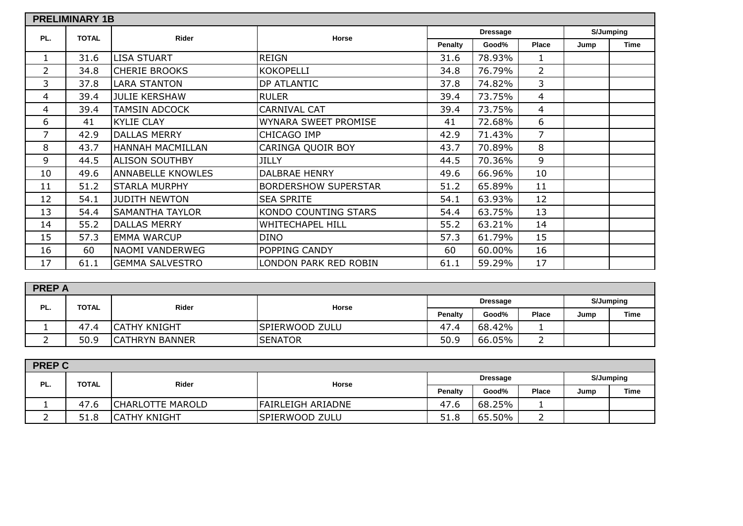## PRELIMINARY 1B

| PL. | TOTAL | Rider | Horse | Dressage | | | S/Jumping | |
|---|---|---|---|---|---|---|---|---|
| | | | | Penalty | Good% | Place | Jump | Time |
| 1 | 31.6 | LISA STUART | REIGN | 31.6 | 78.93% | 1 | | |
| 2 | 34.8 | CHERIE BROOKS | KOKOPELLI | 34.8 | 76.79% | 2 | | |
| 3 | 37.8 | LARA STANTON | DP ATLANTIC | 37.8 | 74.82% | 3 | | |
| 4 | 39.4 | JULIE KERSHAW | RULER | 39.4 | 73.75% | 4 | | |
| 4 | 39.4 | TAMSIN ADCOCK | CARNIVAL CAT | 39.4 | 73.75% | 4 | | |
| 6 | 41 | KYLIE CLAY | WYNARA SWEET PROMISE | 41 | 72.68% | 6 | | |
| 7 | 42.9 | DALLAS MERRY | CHICAGO IMP | 42.9 | 71.43% | 7 | | |
| 8 | 43.7 | HANNAH MACMILLAN | CARINGA QUOIR BOY | 43.7 | 70.89% | 8 | | |
| 9 | 44.5 | ALISON SOUTHBY | JILLY | 44.5 | 70.36% | 9 | | |
| 10 | 49.6 | ANNABELLE KNOWLES | DALBRAE HENRY | 49.6 | 66.96% | 10 | | |
| 11 | 51.2 | STARLA MURPHY | BORDERSHOW SUPERSTAR | 51.2 | 65.89% | 11 | | |
| 12 | 54.1 | JUDITH NEWTON | SEA SPRITE | 54.1 | 63.93% | 12 | | |
| 13 | 54.4 | SAMANTHA TAYLOR | KONDO COUNTING STARS | 54.4 | 63.75% | 13 | | |
| 14 | 55.2 | DALLAS MERRY | WHITECHAPEL HILL | 55.2 | 63.21% | 14 | | |
| 15 | 57.3 | EMMA WARCUP | DINO | 57.3 | 61.79% | 15 | | |
| 16 | 60 | NAOMI VANDERWEG | POPPING CANDY | 60 | 60.00% | 16 | | |
| 17 | 61.1 | GEMMA SALVESTRO | LONDON PARK RED ROBIN | 61.1 | 59.29% | 17 | | |

## PREP A

| PL. | TOTAL | Rider | Horse | Dressage | | | S/Jumping | |
|---|---|---|---|---|---|---|---|---|
| | | | | Penalty | Good% | Place | Jump | Time |
| 1 | 47.4 | CATHY KNIGHT | SPIERWOOD ZULU | 47.4 | 68.42% | 1 | | |
| 2 | 50.9 | CATHRYN BANNER | SENATOR | 50.9 | 66.05% | 2 | | |

## PREP C

| PL. | TOTAL | Rider | Horse | Dressage | | | S/Jumping | |
|---|---|---|---|---|---|---|---|---|
| | | | | Penalty | Good% | Place | Jump | Time |
| 1 | 47.6 | CHARLOTTE MAROLD | FAIRLEIGH ARIADNE | 47.6 | 68.25% | 1 | | |
| 2 | 51.8 | CATHY KNIGHT | SPIERWOOD ZULU | 51.8 | 65.50% | 2 | | |